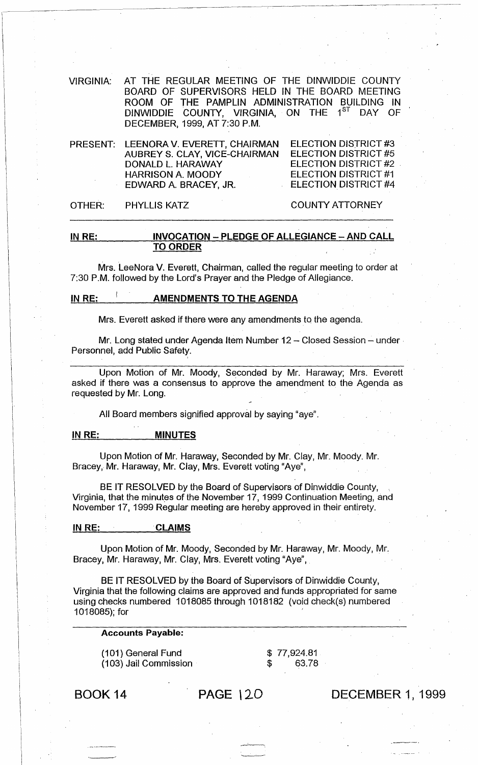VIRGINIA: AT THE REGULAR MEETING OF THE DINWIDDIE COUNTY BOARD OF SUPERVISORS HELD IN THE BOARD MEETING ROOM OF THE PAMPLIN ADMINISTRATION BUILDING IN DINWIDDIE COUNTY, VIRGINIA, ON THE 1ST DAY OF DECEMBER, 1999, AT 7:30 P.M.

| | | |
|---|---|---|
| PRESENT: | LEENORA V. EVERETT, CHAIRMAN | ELECTION DISTRICT #3 |
| | AUBREY S. CLAY, VICE-CHAIRMAN | ELECTION DISTRICT #5 |
| | DONALD L. HARAWAY | ELECTION DISTRICT #2 |
| | HARRISON A. MOODY | ELECTION DISTRICT #1 |
| | EDWARD A. BRACEY, JR. | ELECTION DISTRICT #4 |
| OTHER: | PHYLLIS KATZ | COUNTY ATTORNEY |

**IN RE: INVOCATION – PLEDGE OF ALLEGIANCE – AND CALL TO ORDER**

Mrs. LeeNora V. Everett, Chairman, called the regular meeting to order at 7:30 P.M. followed by the Lord's Prayer and the Pledge of Allegiance.

**IN RE: AMENDMENTS TO THE AGENDA**

Mrs. Everett asked if there were any amendments to the agenda.

Mr. Long stated under Agenda Item Number 12 – Closed Session – under Personnel, add Public Safety.

Upon Motion of Mr. Moody, Seconded by Mr. Haraway; Mrs. Everett asked if there was a consensus to approve the amendment to the Agenda as requested by Mr. Long.

All Board members signified approval by saying "aye".

**IN RE: MINUTES**

Upon Motion of Mr. Haraway, Seconded by Mr. Clay, Mr. Moody. Mr. Bracey, Mr. Haraway, Mr. Clay, Mrs. Everett voting "Aye",

BE IT RESOLVED by the Board of Supervisors of Dinwiddie County, Virginia, that the minutes of the November 17, 1999 Continuation Meeting, and November 17, 1999 Regular meeting are hereby approved in their entirety.

**IN RE: CLAIMS**

Upon Motion of Mr. Moody, Seconded by Mr. Haraway, Mr. Moody, Mr. Bracey, Mr. Haraway, Mr. Clay, Mrs. Everett voting "Aye",

BE IT RESOLVED by the Board of Supervisors of Dinwiddie County, Virginia that the following claims are approved and funds appropriated for same using checks numbered 1018085 through 1018182 (void check(s) numbered 1018085); for

**Accounts Payable:**

| | |
|---|---|
| (101) General Fund | $ 77,924.81 |
| (103) Jail Commission | $ 63.78 |

BOOK 14 PAGE 120 DECEMBER 1, 1999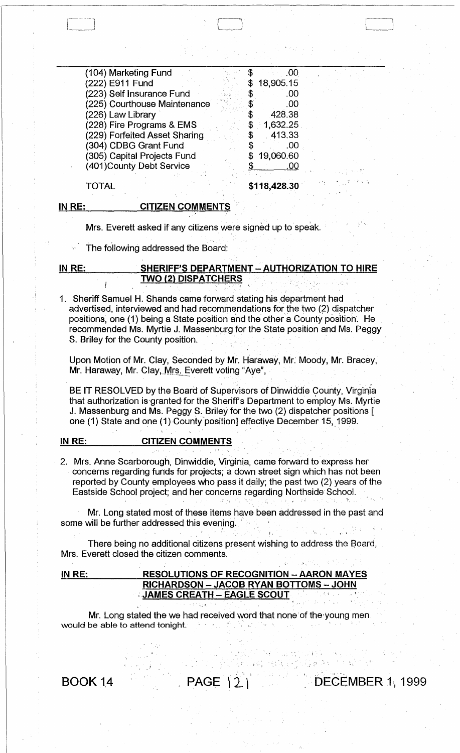| | |
|---|---|
| (104) Marketing Fund | $ .00 |
| (222) E911 Fund | $ 18,905.15 |
| (223) Self Insurance Fund | $ .00 |
| (225) Courthouse Maintenance | $ .00 |
| (226) Law Library | $ 428.38 |
| (228) Fire Programs & EMS | $ 1,632.25 |
| (229) Forfeited Asset Sharing | $ 413.33 |
| (304) CDBG Grant Fund | $ .00 |
| (305) Capital Projects Fund | $ 19,060.60 |
| (401)County Debt Service | $ .00 |
| TOTAL | $118,428.30 |

**IN RE: CITIZEN COMMENTS**

Mrs. Everett asked if any citizens were signed up to speak.

The following addressed the Board:

**IN RE: SHERIFF'S DEPARTMENT – AUTHORIZATION TO HIRE TWO (2) DISPATCHERS**

1. Sheriff Samuel H. Shands came forward stating his department had advertised, interviewed and had recommendations for the two (2) dispatcher positions, one (1) being a State position and the other a County position. He recommended Ms. Myrtie J. Massenburg for the State position and Ms. Peggy S. Briley for the County position.

Upon Motion of Mr. Clay, Seconded by Mr. Haraway, Mr. Moody, Mr. Bracey, Mr. Haraway, Mr. Clay, Mrs. Everett voting "Aye",

BE IT RESOLVED by the Board of Supervisors of Dinwiddie County, Virginia that authorization is granted for the Sheriff's Department to employ Ms. Myrtie J. Massenburg and Ms. Peggy S. Briley for the two (2) dispatcher positions [ one (1) State and one (1) County position] effective December 15, 1999.

**IN RE: CITIZEN COMMENTS**

2. Mrs. Anne Scarborough, Dinwiddie, Virginia, came forward to express her concerns regarding funds for projects; a down street sign which has not been reported by County employees who pass it daily; the past two (2) years of the Eastside School project; and her concerns regarding Northside School.

Mr. Long stated most of these items have been addressed in the past and some will be further addressed this evening.

There being no additional citizens present wishing to address the Board, Mrs. Everett closed the citizen comments.

**IN RE: RESOLUTIONS OF RECOGNITION – AARON MAYES RICHARDSON – JACOB RYAN BOTTOMS – JOHN JAMES CREATH – EAGLE SCOUT**

Mr. Long stated the we had received word that none of the young men would be able to attend tonight.

BOOK 14 PAGE 121 DECEMBER 1, 1999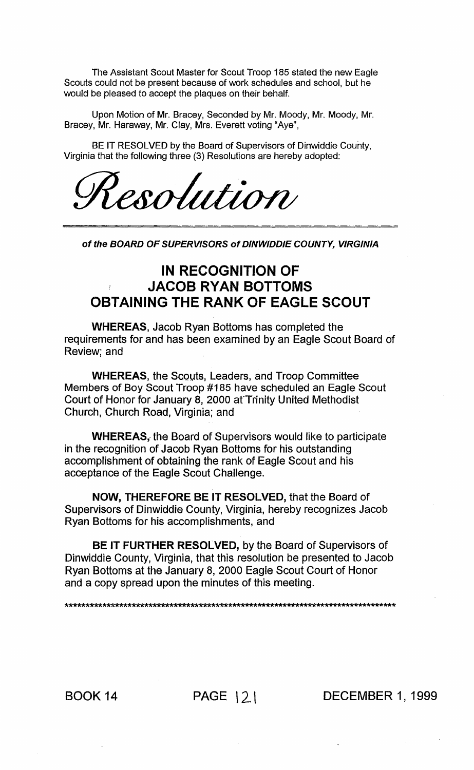The Assistant Scout Master for Scout Troop 185 stated the new Eagle Scouts could not be present because of work schedules and school, but he would be pleased to accept the plaques on their behalf.

Upon Motion of Mr. Bracey, Seconded by Mr. Moody, Mr. Moody, Mr. Bracey, Mr. Haraway, Mr. Clay, Mrs. Everett voting "Aye",

BE IT RESOLVED by the Board of Supervisors of Dinwiddie County, Virginia that the following three (3) Resolutions are hereby adopted:

# *Resolution*

***of the BOARD OF SUPERVISORS of DINWIDDIE COUNTY, VIRGINIA***

## IN RECOGNITION OF JACOB RYAN BOTTOMS OBTAINING THE RANK OF EAGLE SCOUT

**WHEREAS,** Jacob Ryan Bottoms has completed the requirements for and has been examined by an Eagle Scout Board of Review; and

**WHEREAS,** the Scouts, Leaders, and Troop Committee Members of Boy Scout Troop #185 have scheduled an Eagle Scout Court of Honor for January 8, 2000 at Trinity United Methodist Church, Church Road, Virginia; and

**WHEREAS,** the Board of Supervisors would like to participate in the recognition of Jacob Ryan Bottoms for his outstanding accomplishment of obtaining the rank of Eagle Scout and his acceptance of the Eagle Scout Challenge.

**NOW, THEREFORE BE IT RESOLVED,** that the Board of Supervisors of Dinwiddie County, Virginia, hereby recognizes Jacob Ryan Bottoms for his accomplishments, and

**BE IT FURTHER RESOLVED,** by the Board of Supervisors of Dinwiddie County, Virginia, that this resolution be presented to Jacob Ryan Bottoms at the January 8, 2000 Eagle Scout Court of Honor and a copy spread upon the minutes of this meeting.

************************************************************************************

BOOK 14 PAGE 121 DECEMBER 1, 1999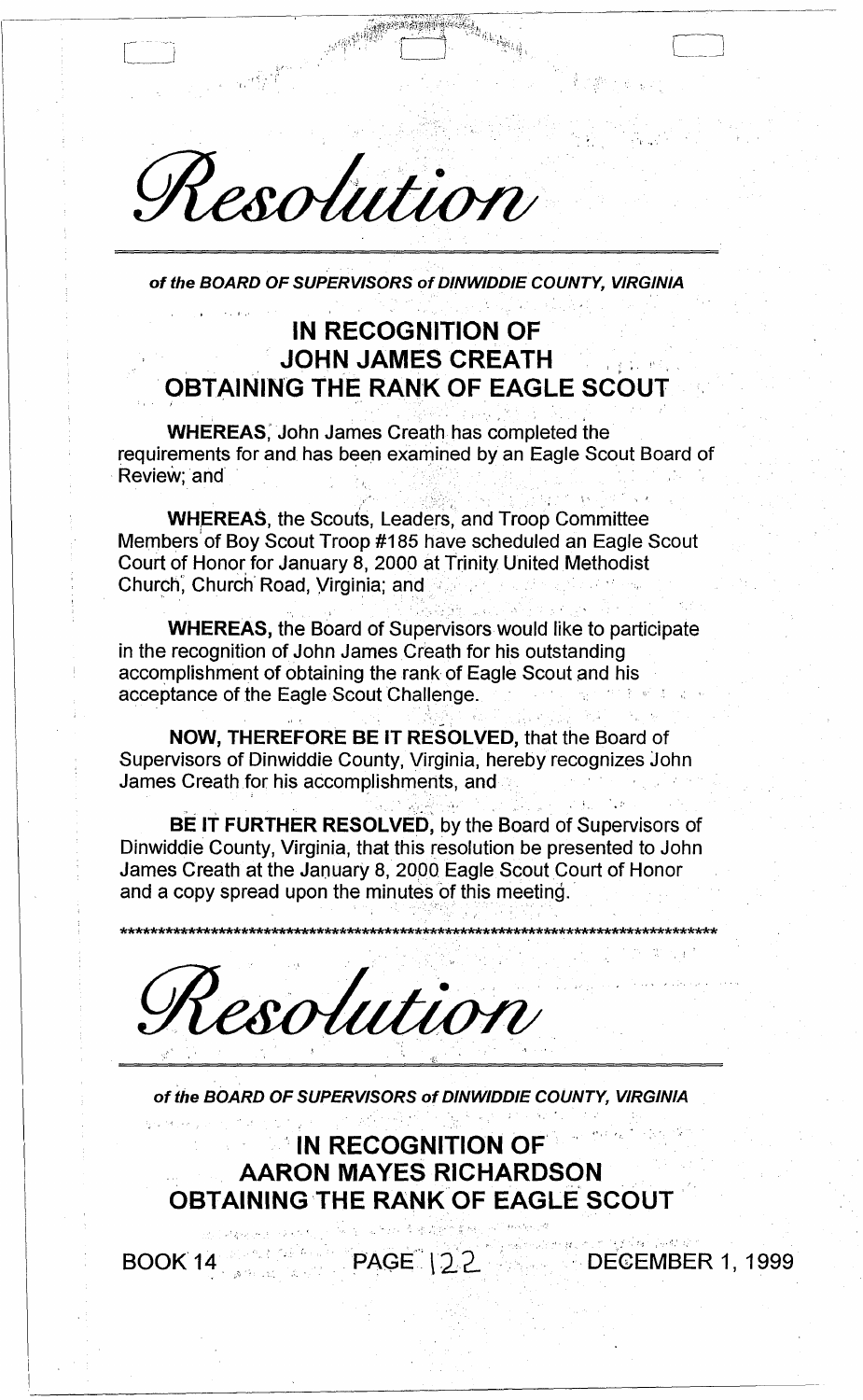# *Resolution*

***of the BOARD OF SUPERVISORS of DINWIDDIE COUNTY, VIRGINIA***

## IN RECOGNITION OF JOHN JAMES CREATH OBTAINING THE RANK OF EAGLE SCOUT

**WHEREAS**, John James Creath has completed the requirements for and has been examined by an Eagle Scout Board of Review; and

**WHEREAS**, the Scouts, Leaders, and Troop Committee Members of Boy Scout Troop #185 have scheduled an Eagle Scout Court of Honor for January 8, 2000 at Trinity United Methodist Church, Church Road, Virginia; and

**WHEREAS**, the Board of Supervisors would like to participate in the recognition of John James Creath for his outstanding accomplishment of obtaining the rank of Eagle Scout and his acceptance of the Eagle Scout Challenge.

**NOW, THEREFORE BE IT RESOLVED**, that the Board of Supervisors of Dinwiddie County, Virginia, hereby recognizes John James Creath for his accomplishments, and

**BE IT FURTHER RESOLVED**, by the Board of Supervisors of Dinwiddie County, Virginia, that this resolution be presented to John James Creath at the January 8, 2000 Eagle Scout Court of Honor and a copy spread upon the minutes of this meeting.

****************************************************************************************

# *Resolution*

***of the BOARD OF SUPERVISORS of DINWIDDIE COUNTY, VIRGINIA***

## IN RECOGNITION OF AARON MAYES RICHARDSON OBTAINING THE RANK OF EAGLE SCOUT

BOOK 14 PAGE 122 DECEMBER 1, 1999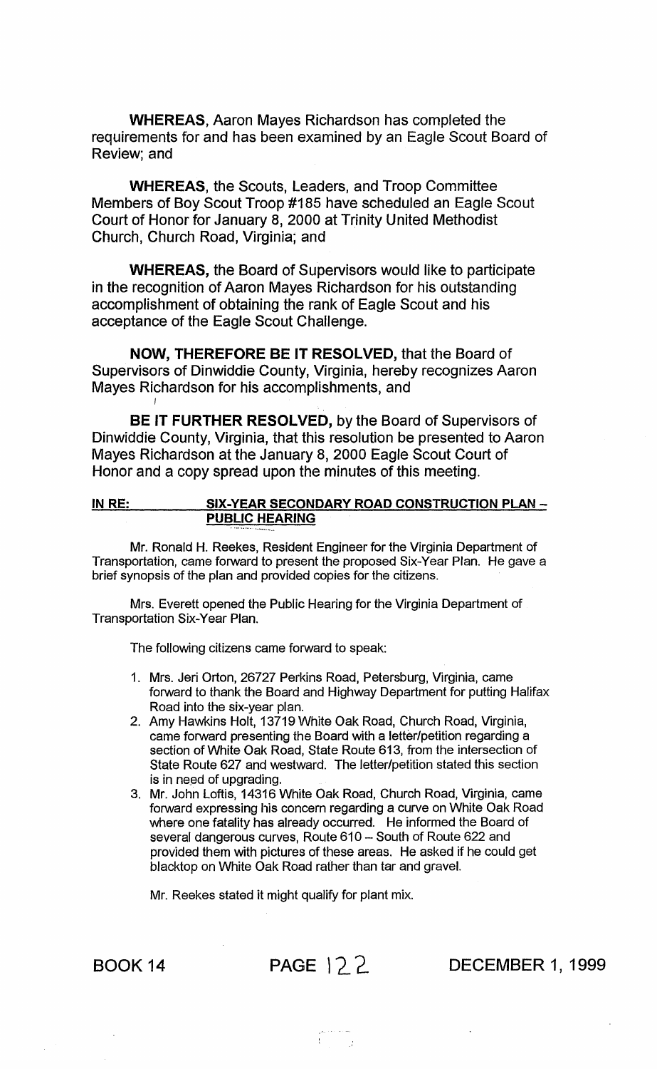**WHEREAS**, Aaron Mayes Richardson has completed the requirements for and has been examined by an Eagle Scout Board of Review; and

**WHEREAS**, the Scouts, Leaders, and Troop Committee Members of Boy Scout Troop #185 have scheduled an Eagle Scout Court of Honor for January 8, 2000 at Trinity United Methodist Church, Church Road, Virginia; and

**WHEREAS,** the Board of Supervisors would like to participate in the recognition of Aaron Mayes Richardson for his outstanding accomplishment of obtaining the rank of Eagle Scout and his acceptance of the Eagle Scout Challenge.

**NOW, THEREFORE BE IT RESOLVED,** that the Board of Supervisors of Dinwiddie County, Virginia, hereby recognizes Aaron Mayes Richardson for his accomplishments, and

**BE IT FURTHER RESOLVED,** by the Board of Supervisors of Dinwiddie County, Virginia, that this resolution be presented to Aaron Mayes Richardson at the January 8, 2000 Eagle Scout Court of Honor and a copy spread upon the minutes of this meeting.

**IN RE: SIX-YEAR SECONDARY ROAD CONSTRUCTION PLAN – PUBLIC HEARING**

Mr. Ronald H. Reekes, Resident Engineer for the Virginia Department of Transportation, came forward to present the proposed Six-Year Plan. He gave a brief synopsis of the plan and provided copies for the citizens.

Mrs. Everett opened the Public Hearing for the Virginia Department of Transportation Six-Year Plan.

The following citizens came forward to speak:

1. Mrs. Jeri Orton, 26727 Perkins Road, Petersburg, Virginia, came forward to thank the Board and Highway Department for putting Halifax Road into the six-year plan.
2. Amy Hawkins Holt, 13719 White Oak Road, Church Road, Virginia, came forward presenting the Board with a letter/petition regarding a section of White Oak Road, State Route 613, from the intersection of State Route 627 and westward. The letter/petition stated this section is in need of upgrading.
3. Mr. John Loftis, 14316 White Oak Road, Church Road, Virginia, came forward expressing his concern regarding a curve on White Oak Road where one fatality has already occurred. He informed the Board of several dangerous curves, Route 610 – South of Route 622 and provided them with pictures of these areas. He asked if he could get blacktop on White Oak Road rather than tar and gravel.

   Mr. Reekes stated it might qualify for plant mix.

BOOK 14 PAGE 122 DECEMBER 1, 1999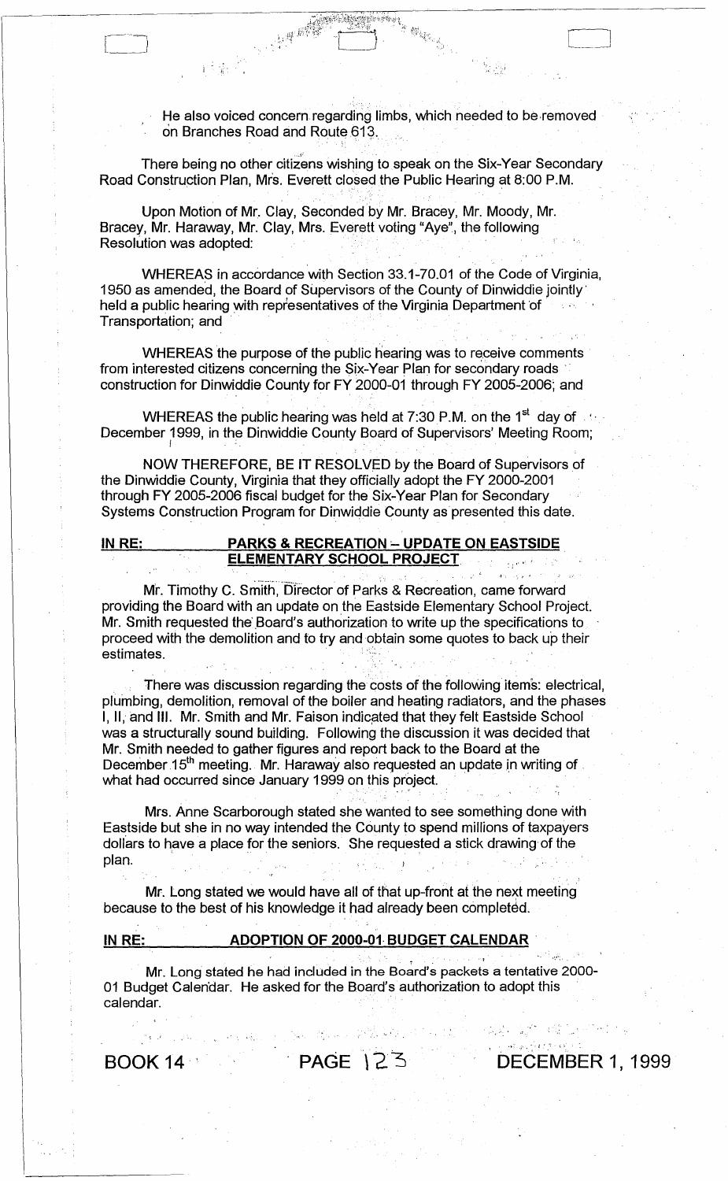He also voiced concern regarding limbs, which needed to be removed on Branches Road and Route 613.

There being no other citizens wishing to speak on the Six-Year Secondary Road Construction Plan, Mrs. Everett closed the Public Hearing at 8:00 P.M.

Upon Motion of Mr. Clay, Seconded by Mr. Bracey, Mr. Moody, Mr. Bracey, Mr. Haraway, Mr. Clay, Mrs. Everett voting "Aye", the following Resolution was adopted:

WHEREAS in accordance with Section 33.1-70.01 of the Code of Virginia, 1950 as amended, the Board of Supervisors of the County of Dinwiddie jointly held a public hearing with representatives of the Virginia Department of Transportation; and

WHEREAS the purpose of the public hearing was to receive comments from interested citizens concerning the Six-Year Plan for secondary roads construction for Dinwiddie County for FY 2000-01 through FY 2005-2006; and

WHEREAS the public hearing was held at 7:30 P.M. on the 1st day of December 1999, in the Dinwiddie County Board of Supervisors' Meeting Room;

NOW THEREFORE, BE IT RESOLVED by the Board of Supervisors of the Dinwiddie County, Virginia that they officially adopt the FY 2000-2001 through FY 2005-2006 fiscal budget for the Six-Year Plan for Secondary Systems Construction Program for Dinwiddie County as presented this date.

**IN RE: PARKS & RECREATION – UPDATE ON EASTSIDE ELEMENTARY SCHOOL PROJECT**

Mr. Timothy C. Smith, Director of Parks & Recreation, came forward providing the Board with an update on the Eastside Elementary School Project. Mr. Smith requested the Board's authorization to write up the specifications to proceed with the demolition and to try and obtain some quotes to back up their estimates.

There was discussion regarding the costs of the following items: electrical, plumbing, demolition, removal of the boiler and heating radiators, and the phases I, II, and III. Mr. Smith and Mr. Faison indicated that they felt Eastside School was a structurally sound building. Following the discussion it was decided that Mr. Smith needed to gather figures and report back to the Board at the December 15th meeting. Mr. Haraway also requested an update in writing of what had occurred since January 1999 on this project.

Mrs. Anne Scarborough stated she wanted to see something done with Eastside but she in no way intended the County to spend millions of taxpayers dollars to have a place for the seniors. She requested a stick drawing of the plan.

Mr. Long stated we would have all of that up-front at the next meeting because to the best of his knowledge it had already been completed.

**IN RE: ADOPTION OF 2000-01 BUDGET CALENDAR**

Mr. Long stated he had included in the Board's packets a tentative 2000-01 Budget Calendar. He asked for the Board's authorization to adopt this calendar.

BOOK 14 PAGE 123 DECEMBER 1, 1999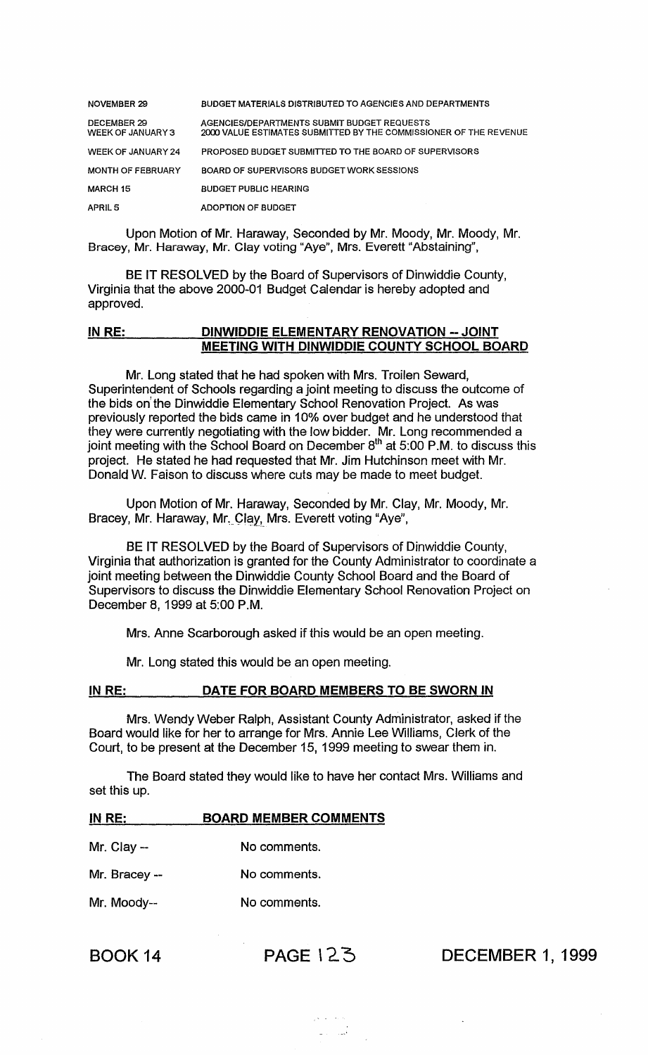| | |
|---|---|
| NOVEMBER 29 | BUDGET MATERIALS DISTRIBUTED TO AGENCIES AND DEPARTMENTS |
| DECEMBER 29<br>WEEK OF JANUARY 3 | AGENCIES/DEPARTMENTS SUBMIT BUDGET REQUESTS<br>2000 VALUE ESTIMATES SUBMITTED BY THE COMMISSIONER OF THE REVENUE |
| WEEK OF JANUARY 24 | PROPOSED BUDGET SUBMITTED TO THE BOARD OF SUPERVISORS |
| MONTH OF FEBRUARY | BOARD OF SUPERVISORS BUDGET WORK SESSIONS |
| MARCH 15 | BUDGET PUBLIC HEARING |
| APRIL 5 | ADOPTION OF BUDGET |

Upon Motion of Mr. Haraway, Seconded by Mr. Moody, Mr. Moody, Mr. Bracey, Mr. Haraway, Mr. Clay voting "Aye", Mrs. Everett "Abstaining",

BE IT RESOLVED by the Board of Supervisors of Dinwiddie County, Virginia that the above 2000-01 Budget Calendar is hereby adopted and approved.

## IN RE: DINWIDDIE ELEMENTARY RENOVATION -- JOINT MEETING WITH DINWIDDIE COUNTY SCHOOL BOARD

Mr. Long stated that he had spoken with Mrs. Troilen Seward, Superintendent of Schools regarding a joint meeting to discuss the outcome of the bids on the Dinwiddie Elementary School Renovation Project. As was previously reported the bids came in 10% over budget and he understood that they were currently negotiating with the low bidder. Mr. Long recommended a joint meeting with the School Board on December 8th at 5:00 P.M. to discuss this project. He stated he had requested that Mr. Jim Hutchinson meet with Mr. Donald W. Faison to discuss where cuts may be made to meet budget.

Upon Motion of Mr. Haraway, Seconded by Mr. Clay, Mr. Moody, Mr. Bracey, Mr. Haraway, Mr. Clay, Mrs. Everett voting "Aye",

BE IT RESOLVED by the Board of Supervisors of Dinwiddie County, Virginia that authorization is granted for the County Administrator to coordinate a joint meeting between the Dinwiddie County School Board and the Board of Supervisors to discuss the Dinwiddie Elementary School Renovation Project on December 8, 1999 at 5:00 P.M.

Mrs. Anne Scarborough asked if this would be an open meeting.

Mr. Long stated this would be an open meeting.

## IN RE: DATE FOR BOARD MEMBERS TO BE SWORN IN

Mrs. Wendy Weber Ralph, Assistant County Administrator, asked if the Board would like for her to arrange for Mrs. Annie Lee Williams, Clerk of the Court, to be present at the December 15, 1999 meeting to swear them in.

The Board stated they would like to have her contact Mrs. Williams and set this up.

## IN RE: BOARD MEMBER COMMENTS

Mr. Clay -- No comments.

Mr. Bracey -- No comments.

Mr. Moody-- No comments.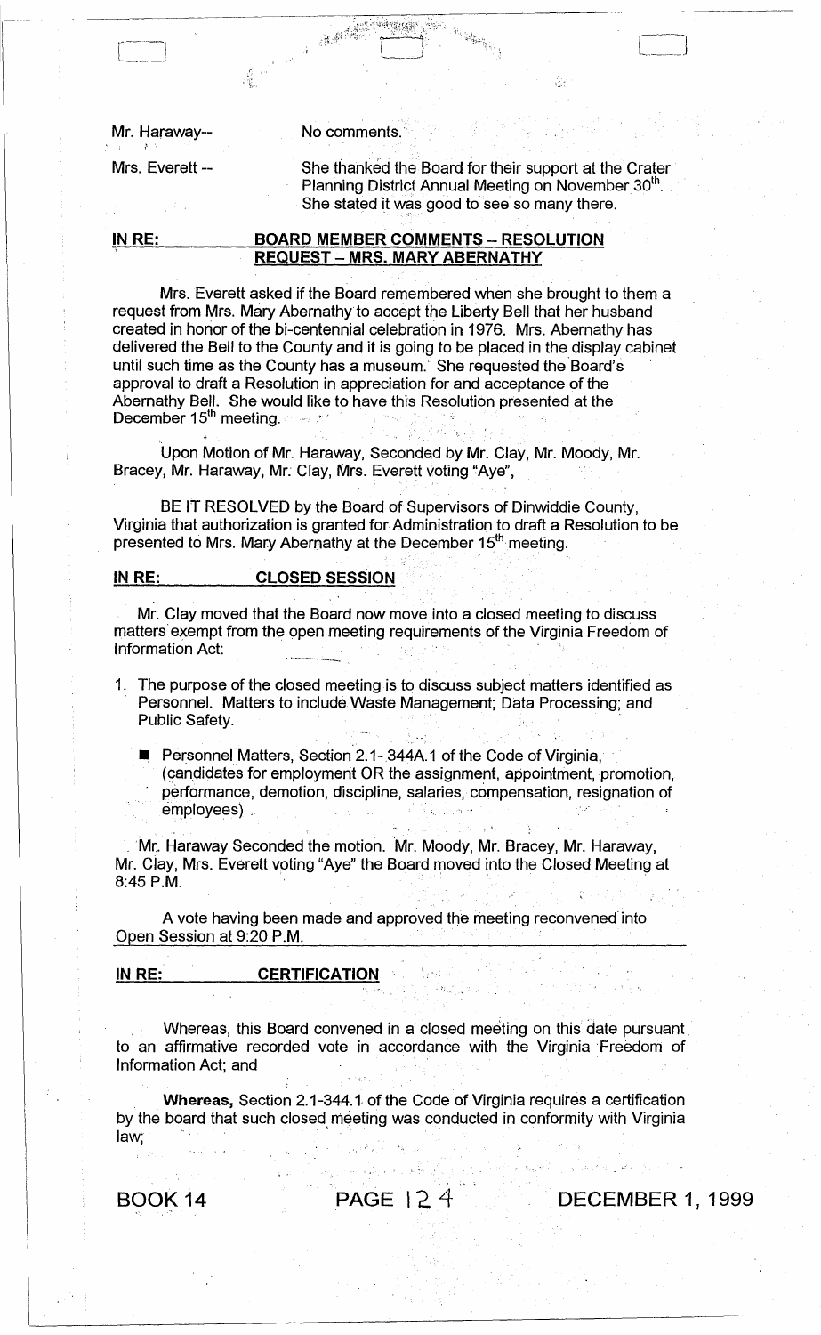Mr. Haraway-- No comments.

Mrs. Everett -- She thanked the Board for their support at the Crater Planning District Annual Meeting on November 30th. She stated it was good to see so many there.

**IN RE: BOARD MEMBER COMMENTS – RESOLUTION REQUEST – MRS. MARY ABERNATHY**

Mrs. Everett asked if the Board remembered when she brought to them a request from Mrs. Mary Abernathy to accept the Liberty Bell that her husband created in honor of the bi-centennial celebration in 1976. Mrs. Abernathy has delivered the Bell to the County and it is going to be placed in the display cabinet until such time as the County has a museum. She requested the Board's approval to draft a Resolution in appreciation for and acceptance of the Abernathy Bell. She would like to have this Resolution presented at the December 15th meeting.

Upon Motion of Mr. Haraway, Seconded by Mr. Clay, Mr. Moody, Mr. Bracey, Mr. Haraway, Mr. Clay, Mrs. Everett voting "Aye",

BE IT RESOLVED by the Board of Supervisors of Dinwiddie County, Virginia that authorization is granted for Administration to draft a Resolution to be presented to Mrs. Mary Abernathy at the December 15th meeting.

**IN RE: CLOSED SESSION**

Mr. Clay moved that the Board now move into a closed meeting to discuss matters exempt from the open meeting requirements of the Virginia Freedom of Information Act:

1. The purpose of the closed meeting is to discuss subject matters identified as Personnel. Matters to include Waste Management; Data Processing; and Public Safety.
   - Personnel Matters, Section 2.1- 344A.1 of the Code of Virginia, (candidates for employment OR the assignment, appointment, promotion, performance, demotion, discipline, salaries, compensation, resignation of employees)

Mr. Haraway Seconded the motion. Mr. Moody, Mr. Bracey, Mr. Haraway, Mr. Clay, Mrs. Everett voting "Aye" the Board moved into the Closed Meeting at 8:45 P.M.

A vote having been made and approved the meeting reconvened into Open Session at 9:20 P.M.

**IN RE: CERTIFICATION**

Whereas, this Board convened in a closed meeting on this date pursuant to an affirmative recorded vote in accordance with the Virginia Freedom of Information Act; and

**Whereas,** Section 2.1-344.1 of the Code of Virginia requires a certification by the board that such closed meeting was conducted in conformity with Virginia law;

BOOK 14 PAGE 124 DECEMBER 1, 1999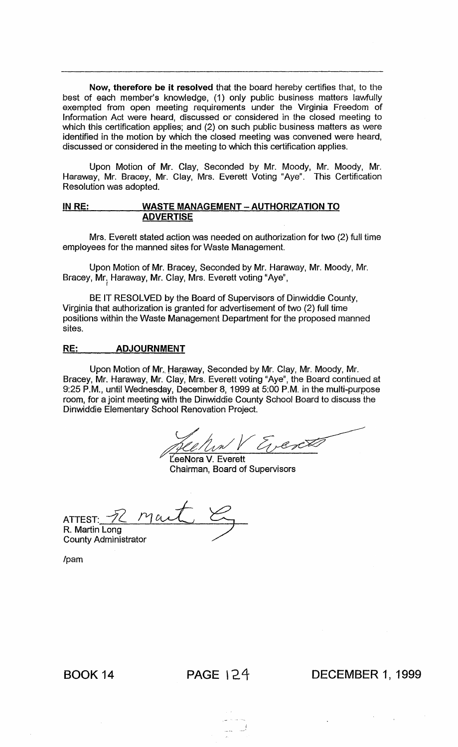**Now, therefore be it resolved** that the board hereby certifies that, to the best of each member's knowledge, (1) only public business matters lawfully exempted from open meeting requirements under the Virginia Freedom of Information Act were heard, discussed or considered in the closed meeting to which this certification applies; and (2) on such public business matters as were identified in the motion by which the closed meeting was convened were heard, discussed or considered in the meeting to which this certification applies.

Upon Motion of Mr. Clay, Seconded by Mr. Moody, Mr. Moody, Mr. Haraway, Mr. Bracey, Mr. Clay, Mrs. Everett Voting "Aye". This Certification Resolution was adopted.

**IN RE: WASTE MANAGEMENT – AUTHORIZATION TO ADVERTISE**

Mrs. Everett stated action was needed on authorization for two (2) full time employees for the manned sites for Waste Management.

Upon Motion of Mr. Bracey, Seconded by Mr. Haraway, Mr. Moody, Mr. Bracey, Mr. Haraway, Mr. Clay, Mrs. Everett voting "Aye",

BE IT RESOLVED by the Board of Supervisors of Dinwiddie County, Virginia that authorization is granted for advertisement of two (2) full time positions within the Waste Management Department for the proposed manned sites.

**RE: ADJOURNMENT**

Upon Motion of Mr. Haraway, Seconded by Mr. Clay, Mr. Moody, Mr. Bracey, Mr. Haraway, Mr. Clay, Mrs. Everett voting "Aye", the Board continued at 9:25 P.M., until Wednesday, December 8, 1999 at 5:00 P.M. in the multi-purpose room, for a joint meeting with the Dinwiddie County School Board to discuss the Dinwiddie Elementary School Renovation Project.

LeeNora V. Everett
Chairman, Board of Supervisors

ATTEST: R. Martin Long
County Administrator

/pam

BOOK 14 PAGE 124 DECEMBER 1, 1999